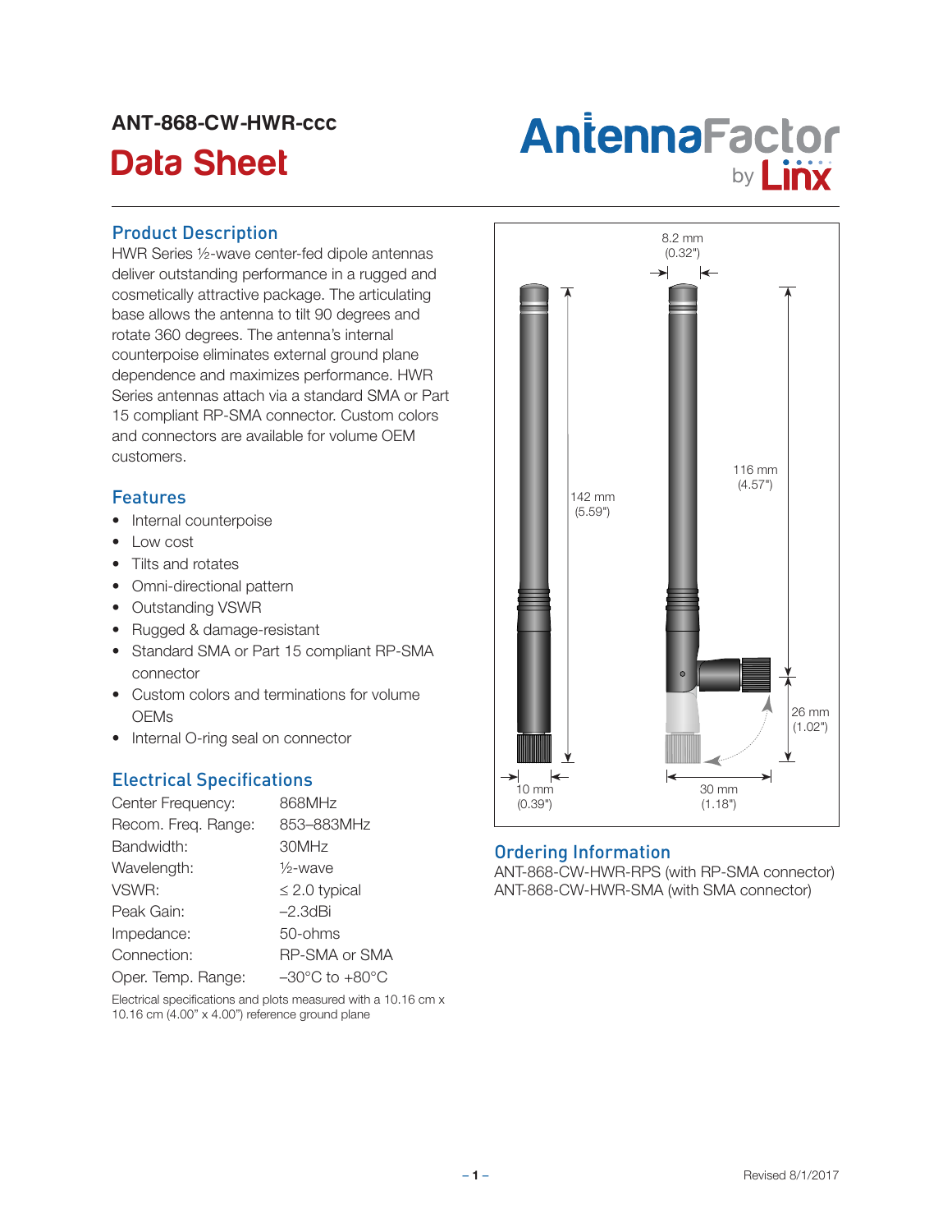# ANT-868-CW-HWR-ccc

## Data Sheet

## Product Description

HWR Series ½-wave center-fed dipole antennas deliver outstanding performance in a rugged and cosmetically attractive package. The articulating base allows the antenna to tilt 90 degrees and rotate 360 degrees. The antenna's internal counterpoise eliminates external ground plane dependence and maximizes performance. HWR Series antennas attach via a standard SMA or Part 15 compliant RP-SMA connector. Custom colors and connectors are available for volume OEM customers.

## Features

- Internal counterpoise
- Low cost
- Tilts and rotates
- Omni-directional pattern
- Outstanding VSWR
- Rugged & damage-resistant
- Standard SMA or Part 15 compliant RP-SMA connector
- Custom colors and terminations for volume OEMs
- Internal O-ring seal on connector

## Electrical Specifications

| | |
|---|---|
| Center Frequency: | 868MHz |
| Recom. Freq. Range: | 853–883MHz |
| Bandwidth: | 30MHz |
| Wavelength: | ½-wave |
| VSWR: | ≤ 2.0 typical |
| Peak Gain: | –2.3dBi |
| Impedance: | 50-ohms |
| Connection: | RP-SMA or SMA |
| Oper. Temp. Range: | –30°C to +80°C |

Electrical specifications and plots measured with a 10.16 cm x 10.16 cm (4.00" x 4.00") reference ground plane

## Ordering Information

ANT-868-CW-HWR-RPS (with RP-SMA connector)
ANT-868-CW-HWR-SMA (with SMA connector)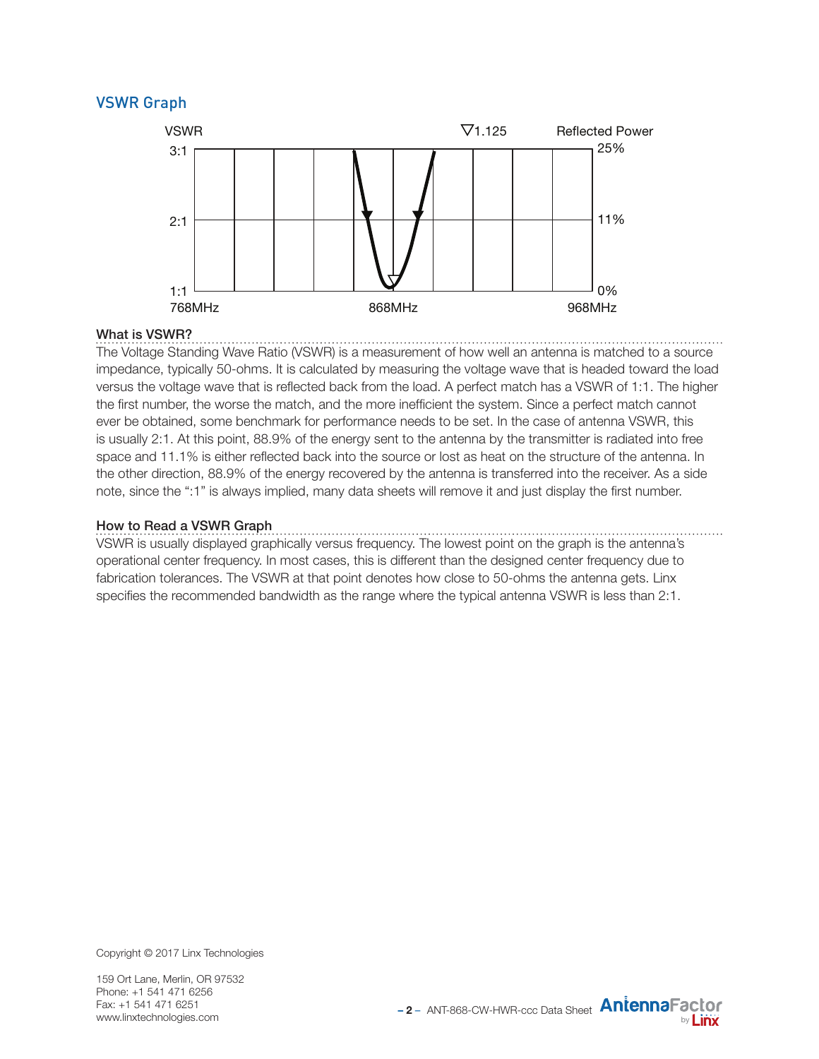## VSWR Graph

VSWR

▽1.125

Reflected Power

3:1

25%

2:1

11%

1:1

0%

768MHz

868MHz

968MHz

### What is VSWR?

The Voltage Standing Wave Ratio (VSWR) is a measurement of how well an antenna is matched to a source impedance, typically 50-ohms. It is calculated by measuring the voltage wave that is headed toward the load versus the voltage wave that is reflected back from the load. A perfect match has a VSWR of 1:1. The higher the first number, the worse the match, and the more inefficient the system. Since a perfect match cannot ever be obtained, some benchmark for performance needs to be set. In the case of antenna VSWR, this is usually 2:1. At this point, 88.9% of the energy sent to the antenna by the transmitter is radiated into free space and 11.1% is either reflected back into the source or lost as heat on the structure of the antenna. In the other direction, 88.9% of the energy recovered by the antenna is transferred into the receiver. As a side note, since the ":1" is always implied, many data sheets will remove it and just display the first number.

### How to Read a VSWR Graph

VSWR is usually displayed graphically versus frequency. The lowest point on the graph is the antenna's operational center frequency. In most cases, this is different than the designed center frequency due to fabrication tolerances. The VSWR at that point denotes how close to 50-ohms the antenna gets. Linx specifies the recommended bandwidth as the range where the typical antenna VSWR is less than 2:1.

Copyright © 2017 Linx Technologies

159 Ort Lane, Merlin, OR 97532
Phone: +1 541 471 6256
Fax: +1 541 471 6251
www.linxtechnologies.com